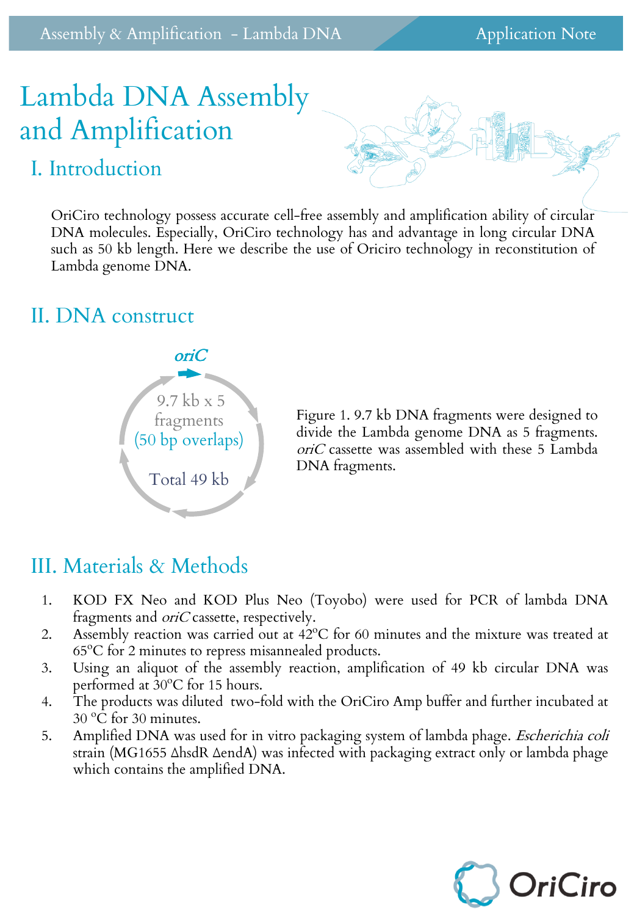# Lambda DNA Assembly and Amplification

## I. Introduction

OriCiro technology possess accurate cell-free assembly and amplification ability of circular DNA molecules. Especially, OriCiro technology has and advantage in long circular DNA such as 50 kb length. Here we describe the use of Oriciro technology in reconstitution of Lambda genome DNA.

## II. DNA construct

*oriC*

9.7 kb x 5 fragments (50 bp overlaps)

Total 49 kb

Figure 1. 9.7 kb DNA fragments were designed to divide the Lambda genome DNA as 5 fragments. *oriC* cassette was assembled with these 5 Lambda DNA fragments.

## III. Materials & Methods

1. KOD FX Neo and KOD Plus Neo (Toyobo) were used for PCR of lambda DNA fragments and *oriC* cassette, respectively.
2. Assembly reaction was carried out at 42°C for 60 minutes and the mixture was treated at 65°C for 2 minutes to repress misannealed products.
3. Using an aliquot of the assembly reaction, amplification of 49 kb circular DNA was performed at 30°C for 15 hours.
4. The products was diluted two-fold with the OriCiro Amp buffer and further incubated at 30 °C for 30 minutes.
5. Amplified DNA was used for in vitro packaging system of lambda phage. *Escherichia coli* strain (MG1655 ΔhsdR ΔendA) was infected with packaging extract only or lambda phage which contains the amplified DNA.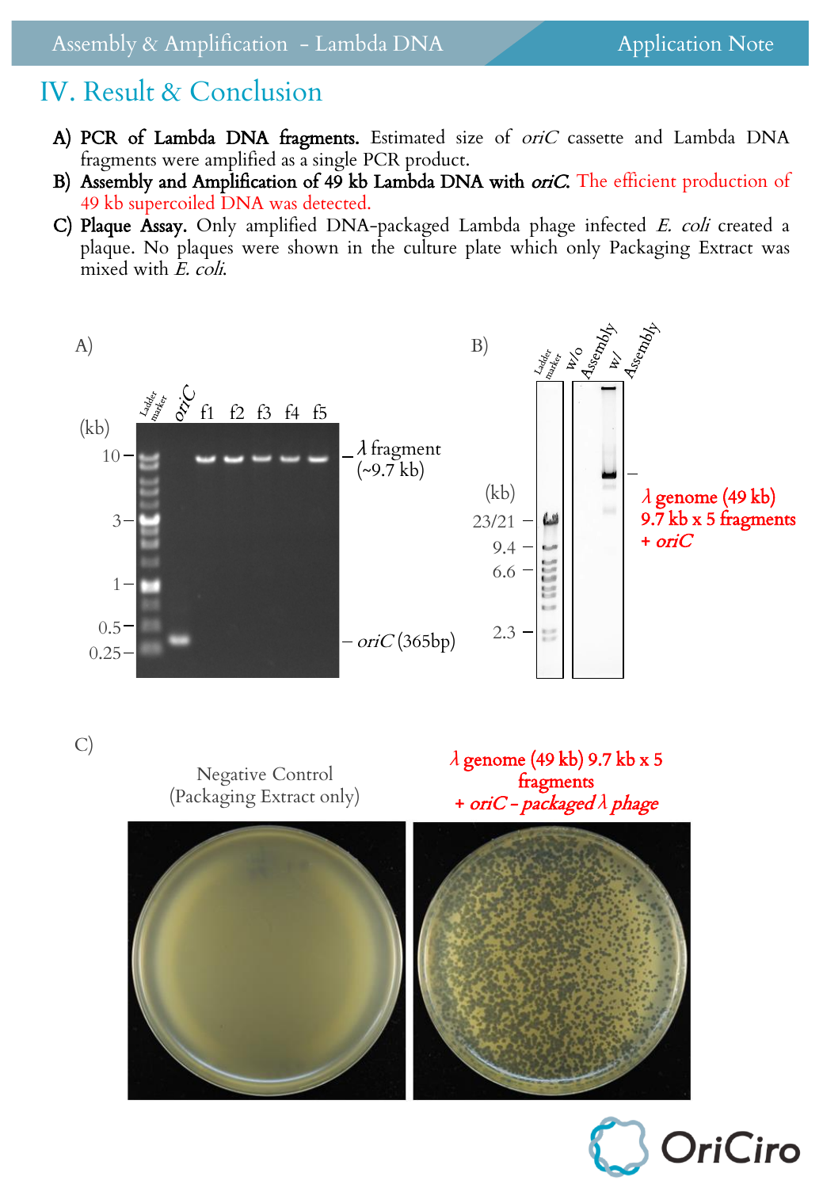## IV. Result & Conclusion

A) **PCR of Lambda DNA fragments.** Estimated size of *oriC* cassette and Lambda DNA fragments were amplified as a single PCR product.

B) **Assembly and Amplification of 49 kb Lambda DNA with *oriC*.** The efficient production of 49 kb supercoiled DNA was detected.

C) **Plaque Assay.** Only amplified DNA-packaged Lambda phage infected *E. coli* created a plaque. No plaques were shown in the culture plate which only Packaging Extract was mixed with *E. coli*.

A)

Ladder marker, *oriC*, f1, f2, f3, f4, f5

(kb)
10
3
1
0.5
0.25

λ fragment (~9.7 kb)

*oriC* (365bp)

B)

Ladder marker, w/o Assembly, w/ Assembly

(kb)
23/21
9.4
6.6
2.3

λ genome (49 kb)
9.7 kb x 5 fragments
+ *oriC*

C)

Negative Control
(Packaging Extract only)

λ genome (49 kb) 9.7 kb x 5 fragments
+ *oriC* – *packaged* λ *phage*